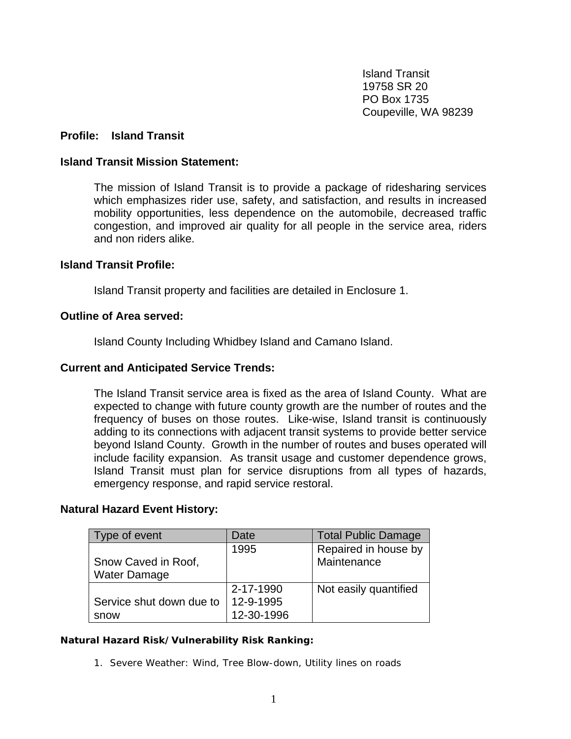Island Transit
19758 SR 20
PO Box 1735
Coupeville, WA 98239

**Profile: Island Transit**

**Island Transit Mission Statement:**

The mission of Island Transit is to provide a package of ridesharing services which emphasizes rider use, safety, and satisfaction, and results in increased mobility opportunities, less dependence on the automobile, decreased traffic congestion, and improved air quality for all people in the service area, riders and non riders alike.

**Island Transit Profile:**

Island Transit property and facilities are detailed in Enclosure 1.

**Outline of Area served:**

Island County Including Whidbey Island and Camano Island.

**Current and Anticipated Service Trends:**

The Island Transit service area is fixed as the area of Island County. What are expected to change with future county growth are the number of routes and the frequency of buses on those routes. Like-wise, Island transit is continuously adding to its connections with adjacent transit systems to provide better service beyond Island County. Growth in the number of routes and buses operated will include facility expansion. As transit usage and customer dependence grows, Island Transit must plan for service disruptions from all types of hazards, emergency response, and rapid service restoral.

**Natural Hazard Event History:**

| Type of event | Date | Total Public Damage |
|---|---|---|
| Snow Caved in Roof, Water Damage | 1995 | Repaired in house by Maintenance |
| Service shut down due to snow | 2-17-1990<br>12-9-1995<br>12-30-1996 | Not easily quantified |

**Natural Hazard Risk/Vulnerability Risk Ranking:**

1. Severe Weather: Wind, Tree Blow-down, Utility lines on roads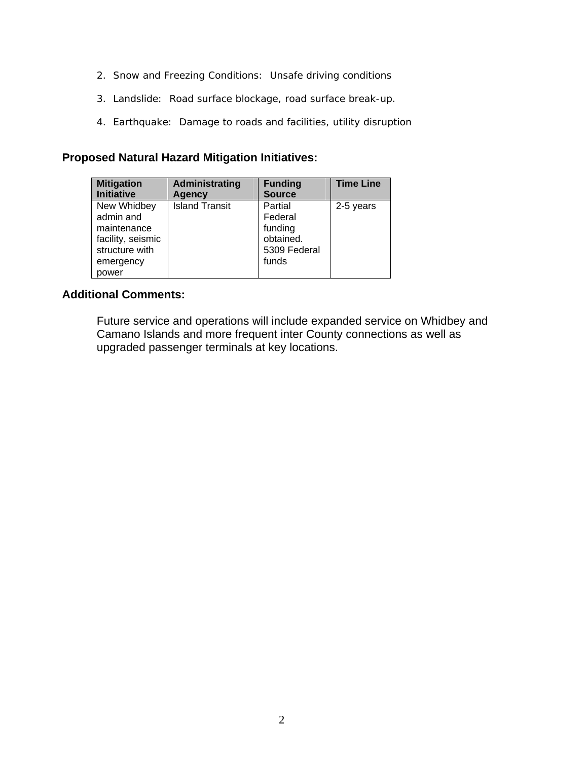2. Snow and Freezing Conditions: Unsafe driving conditions

3. Landslide: Road surface blockage, road surface break-up.

4. Earthquake: Damage to roads and facilities, utility disruption

### Proposed Natural Hazard Mitigation Initiatives:

| Mitigation Initiative | Administrating Agency | Funding Source | Time Line |
|---|---|---|---|
| New Whidbey admin and maintenance facility, seismic structure with emergency power | Island Transit | Partial Federal funding obtained. 5309 Federal funds | 2-5 years |

### Additional Comments:

Future service and operations will include expanded service on Whidbey and Camano Islands and more frequent inter County connections as well as upgraded passenger terminals at key locations.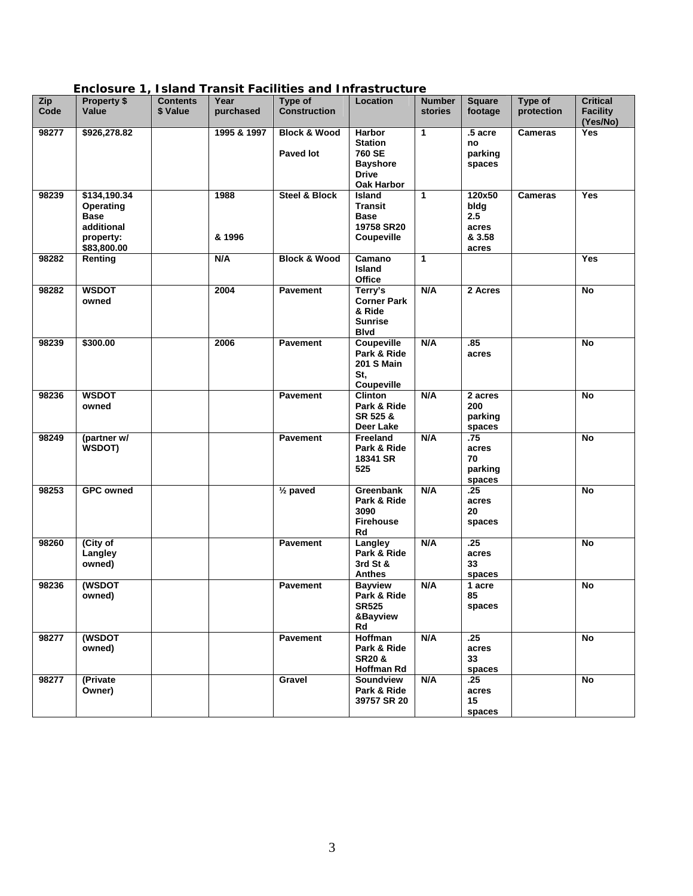## Enclosure 1, Island Transit Facilities and Infrastructure

| Zip Code | Property $ Value | Contents $ Value | Year purchased | Type of Construction | Location | Number stories | Square footage | Type of protection | Critical Facility (Yes/No) |
|---|---|---|---|---|---|---|---|---|---|
| 98277 | $926,278.82 | | 1995 & 1997 | Block & Wood<br><br>Paved lot | Harbor Station 760 SE Bayshore Drive Oak Harbor | 1 | .5 acre no parking spaces | Cameras | Yes |
| 98239 | $134,190.34 Operating Base additional property: $83,800.00 | | 1988<br><br>& 1996 | Steel & Block | Island Transit Base 19758 SR20 Coupeville | 1 | 120x50 bldg 2.5 acres & 3.58 acres | Cameras | Yes |
| 98282 | Renting | | N/A | Block & Wood | Camano Island Office | 1 | | | Yes |
| 98282 | WSDOT owned | | 2004 | Pavement | Terry's Corner Park & Ride Sunrise Blvd | N/A | 2 Acres | | No |
| 98239 | $300.00 | | 2006 | Pavement | Coupeville Park & Ride 201 S Main St, Coupeville | N/A | .85 acres | | No |
| 98236 | WSDOT owned | | | Pavement | Clinton Park & Ride SR 525 & Deer Lake | N/A | 2 acres 200 parking spaces | | No |
| 98249 | (partner w/ WSDOT) | | | Pavement | Freeland Park & Ride 18341 SR 525 | N/A | .75 acres 70 parking spaces | | No |
| 98253 | GPC owned | | | ½ paved | Greenbank Park & Ride 3090 Firehouse Rd | N/A | .25 acres 20 spaces | | No |
| 98260 | (City of Langley owned) | | | Pavement | Langley Park & Ride 3rd St & Anthes | N/A | .25 acres 33 spaces | | No |
| 98236 | (WSDOT owned) | | | Pavement | Bayview Park & Ride SR525 &Bayview Rd | N/A | 1 acre 85 spaces | | No |
| 98277 | (WSDOT owned) | | | Pavement | Hoffman Park & Ride SR20 & Hoffman Rd | N/A | .25 acres 33 spaces | | No |
| 98277 | (Private Owner) | | | Gravel | Soundview Park & Ride 39757 SR 20 | N/A | .25 acres 15 spaces | | No |